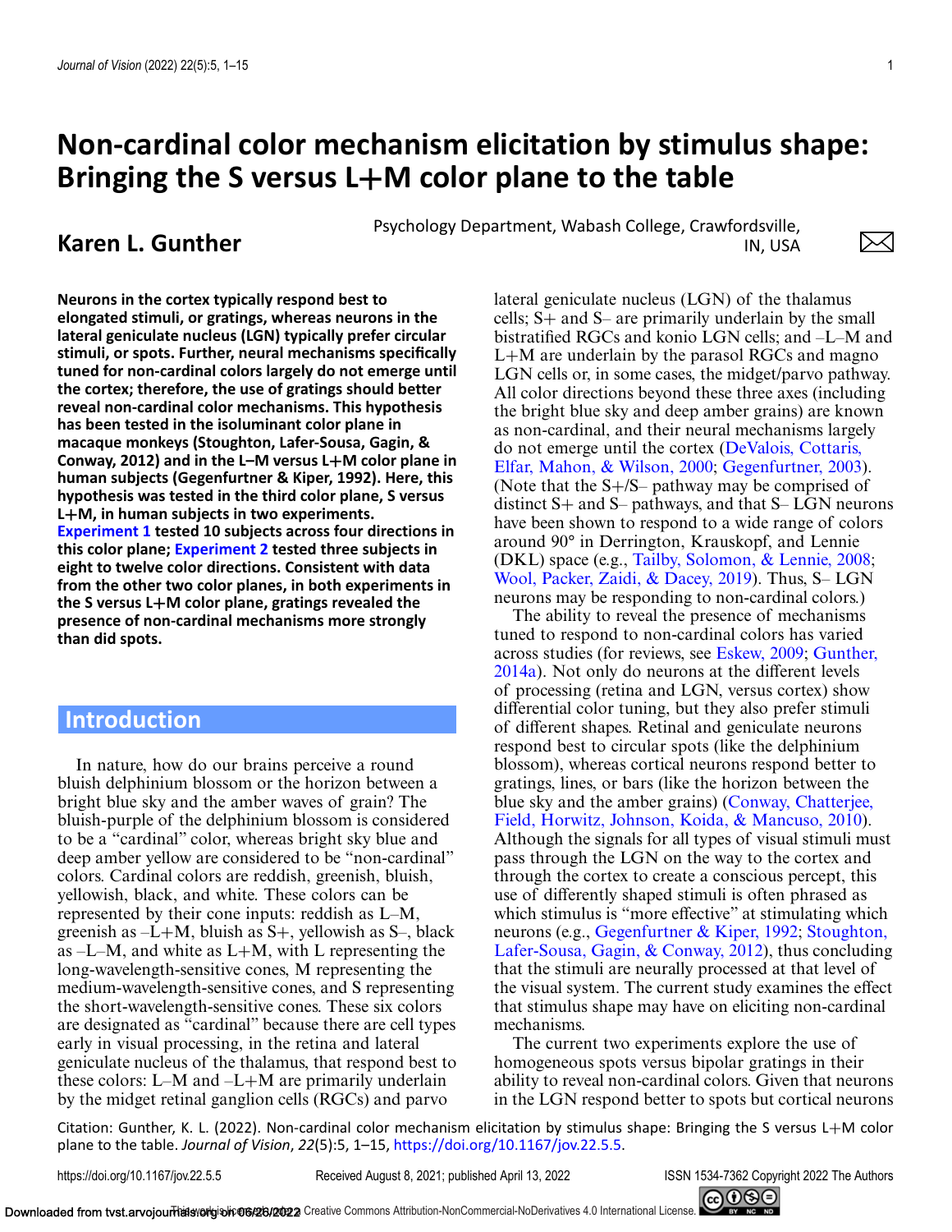# Non-cardinal color mechanism elicitation by stimulus shape: Bringing the S versus L+M color plane to the table

## Karen L. Gunther

Psychology Department, Wabash College, Crawfordsville, IN, USA

**Neurons in the cortex typically respond best to elongated stimuli, or gratings, whereas neurons in the lateral geniculate nucleus (LGN) typically prefer circular stimuli, or spots. Further, neural mechanisms specifically tuned for non-cardinal colors largely do not emerge until the cortex; therefore, the use of gratings should better reveal non-cardinal color mechanisms. This hypothesis has been tested in the isoluminant color plane in macaque monkeys (Stoughton, Lafer-Sousa, Gagin, & Conway, 2012) and in the L–M versus L+M color plane in human subjects (Gegenfurtner & Kiper, 1992). Here, this hypothesis was tested in the third color plane, S versus L+M, in human subjects in two experiments. Experiment 1 tested 10 subjects across four directions in this color plane; Experiment 2 tested three subjects in eight to twelve color directions. Consistent with data from the other two color planes, in both experiments in the S versus L+M color plane, gratings revealed the presence of non-cardinal mechanisms more strongly than did spots.**

## Introduction

In nature, how do our brains perceive a round bluish delphinium blossom or the horizon between a bright blue sky and the amber waves of grain? The bluish-purple of the delphinium blossom is considered to be a "cardinal" color, whereas bright sky blue and deep amber yellow are considered to be "non-cardinal" colors. Cardinal colors are reddish, greenish, bluish, yellowish, black, and white. These colors can be represented by their cone inputs: reddish as L–M, greenish as –L+M, bluish as S+, yellowish as S–, black as –L–M, and white as L+M, with L representing the long-wavelength-sensitive cones, M representing the medium-wavelength-sensitive cones, and S representing the short-wavelength-sensitive cones. These six colors are designated as "cardinal" because there are cell types early in visual processing, in the retina and lateral geniculate nucleus of the thalamus, that respond best to these colors: L–M and –L+M are primarily underlain by the midget retinal ganglion cells (RGCs) and parvo lateral geniculate nucleus (LGN) of the thalamus cells; S+ and S– are primarily underlain by the small bistratified RGCs and konio LGN cells; and –L–M and L+M are underlain by the parasol RGCs and magno LGN cells or, in some cases, the midget/parvo pathway. All color directions beyond these three axes (including the bright blue sky and deep amber grains) are known as non-cardinal, and their neural mechanisms largely do not emerge until the cortex (DeValois, Cottaris, Elfar, Mahon, & Wilson, 2000; Gegenfurtner, 2003). (Note that the S+/S– pathway may be comprised of distinct S+ and S– pathways, and that S– LGN neurons have been shown to respond to a wide range of colors around 90° in Derrington, Krauskopf, and Lennie (DKL) space (e.g., Tailby, Solomon, & Lennie, 2008; Wool, Packer, Zaidi, & Dacey, 2019). Thus, S– LGN neurons may be responding to non-cardinal colors.)

The ability to reveal the presence of mechanisms tuned to respond to non-cardinal colors has varied across studies (for reviews, see Eskew, 2009; Gunther, 2014a). Not only do neurons at the different levels of processing (retina and LGN, versus cortex) show differential color tuning, but they also prefer stimuli of different shapes. Retinal and geniculate neurons respond best to circular spots (like the delphinium blossom), whereas cortical neurons respond better to gratings, lines, or bars (like the horizon between the blue sky and the amber grains) (Conway, Chatterjee, Field, Horwitz, Johnson, Koida, & Mancuso, 2010). Although the signals for all types of visual stimuli must pass through the LGN on the way to the cortex and through the cortex to create a conscious percept, this use of differently shaped stimuli is often phrased as which stimulus is "more effective" at stimulating which neurons (e.g., Gegenfurtner & Kiper, 1992; Stoughton, Lafer-Sousa, Gagin, & Conway, 2012), thus concluding that the stimuli are neurally processed at that level of the visual system. The current study examines the effect that stimulus shape may have on eliciting non-cardinal mechanisms.

The current two experiments explore the use of homogeneous spots versus bipolar gratings in their ability to reveal non-cardinal colors. Given that neurons in the LGN respond better to spots but cortical neurons

Citation: Gunther, K. L. (2022). Non-cardinal color mechanism elicitation by stimulus shape: Bringing the S versus L+M color plane to the table. *Journal of Vision*, *22*(5):5, 1–15, https://doi.org/10.1167/jov.22.5.5.

https://doi.org/10.1167/jov.22.5.5 Received August 8, 2021; published April 13, 2022 ISSN 1534-7362 Copyright 2022 The Authors

This work is licensed under a Creative Commons Attribution-NonCommercial-NoDerivatives 4.0 International License.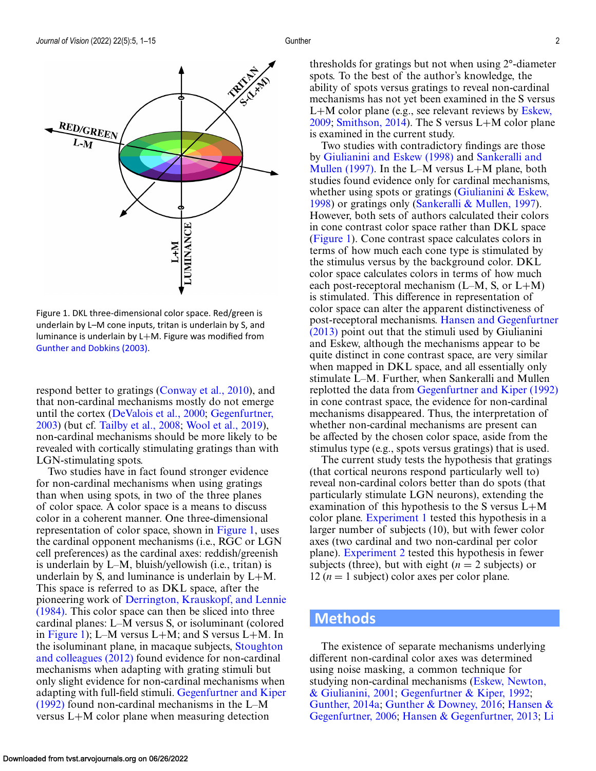Figure 1. DKL three-dimensional color space. Red/green is underlain by L–M cone inputs, tritan is underlain by S, and luminance is underlain by L+M. Figure was modified from Gunther and Dobkins (2003).

respond better to gratings (Conway et al., 2010), and that non-cardinal mechanisms mostly do not emerge until the cortex (DeValois et al., 2000; Gegenfurtner, 2003) (but cf. Tailby et al., 2008; Wool et al., 2019), non-cardinal mechanisms should be more likely to be revealed with cortically stimulating gratings than with LGN-stimulating spots.

Two studies have in fact found stronger evidence for non-cardinal mechanisms when using gratings than when using spots, in two of the three planes of color space. A color space is a means to discuss color in a coherent manner. One three-dimensional representation of color space, shown in Figure 1, uses the cardinal opponent mechanisms (i.e., RGC or LGN cell preferences) as the cardinal axes: reddish/greenish is underlain by L–M, bluish/yellowish (i.e., tritan) is underlain by S, and luminance is underlain by L+M. This space is referred to as DKL space, after the pioneering work of Derrington, Krauskopf, and Lennie (1984). This color space can then be sliced into three cardinal planes: L–M versus S, or isoluminant (colored in Figure 1); L–M versus L+M; and S versus L+M. In the isoluminant plane, in macaque subjects, Stoughton and colleagues (2012) found evidence for non-cardinal mechanisms when adapting with grating stimuli but only slight evidence for non-cardinal mechanisms when adapting with full-field stimuli. Gegenfurtner and Kiper (1992) found non-cardinal mechanisms in the L–M versus L+M color plane when measuring detection thresholds for gratings but not when using 2°-diameter spots. To the best of the author's knowledge, the ability of spots versus gratings to reveal non-cardinal mechanisms has not yet been examined in the S versus L+M color plane (e.g., see relevant reviews by Eskew, 2009; Smithson, 2014). The S versus L+M color plane is examined in the current study.

Two studies with contradictory findings are those by Giulianini and Eskew (1998) and Sankeralli and Mullen (1997). In the L–M versus L+M plane, both studies found evidence only for cardinal mechanisms, whether using spots or gratings (Giulianini & Eskew, 1998) or gratings only (Sankeralli & Mullen, 1997). However, both sets of authors calculated their colors in cone contrast color space rather than DKL space (Figure 1). Cone contrast space calculates colors in terms of how much each cone type is stimulated by the stimulus versus by the background color. DKL color space calculates colors in terms of how much each post-receptoral mechanism (L–M, S, or L+M) is stimulated. This difference in representation of color space can alter the apparent distinctiveness of post-receptoral mechanisms. Hansen and Gegenfurtner (2013) point out that the stimuli used by Giulianini and Eskew, although the mechanisms appear to be quite distinct in cone contrast space, are very similar when mapped in DKL space, and all essentially only stimulate L–M. Further, when Sankeralli and Mullen replotted the data from Gegenfurtner and Kiper (1992) in cone contrast space, the evidence for non-cardinal mechanisms disappeared. Thus, the interpretation of whether non-cardinal mechanisms are present can be affected by the chosen color space, aside from the stimulus type (e.g., spots versus gratings) that is used.

The current study tests the hypothesis that gratings (that cortical neurons respond particularly well to) reveal non-cardinal colors better than do spots (that particularly stimulate LGN neurons), extending the examination of this hypothesis to the S versus L+M color plane. Experiment 1 tested this hypothesis in a larger number of subjects (10), but with fewer color axes (two cardinal and two non-cardinal per color plane). Experiment 2 tested this hypothesis in fewer subjects (three), but with eight ($n = 2$ subjects) or 12 ($n = 1$ subject) color axes per color plane.

## Methods

The existence of separate mechanisms underlying different non-cardinal color axes was determined using noise masking, a common technique for studying non-cardinal mechanisms (Eskew, Newton, & Giulianini, 2001; Gegenfurtner & Kiper, 1992; Gunther, 2014a; Gunther & Downey, 2016; Hansen & Gegenfurtner, 2006; Hansen & Gegenfurtner, 2013; Li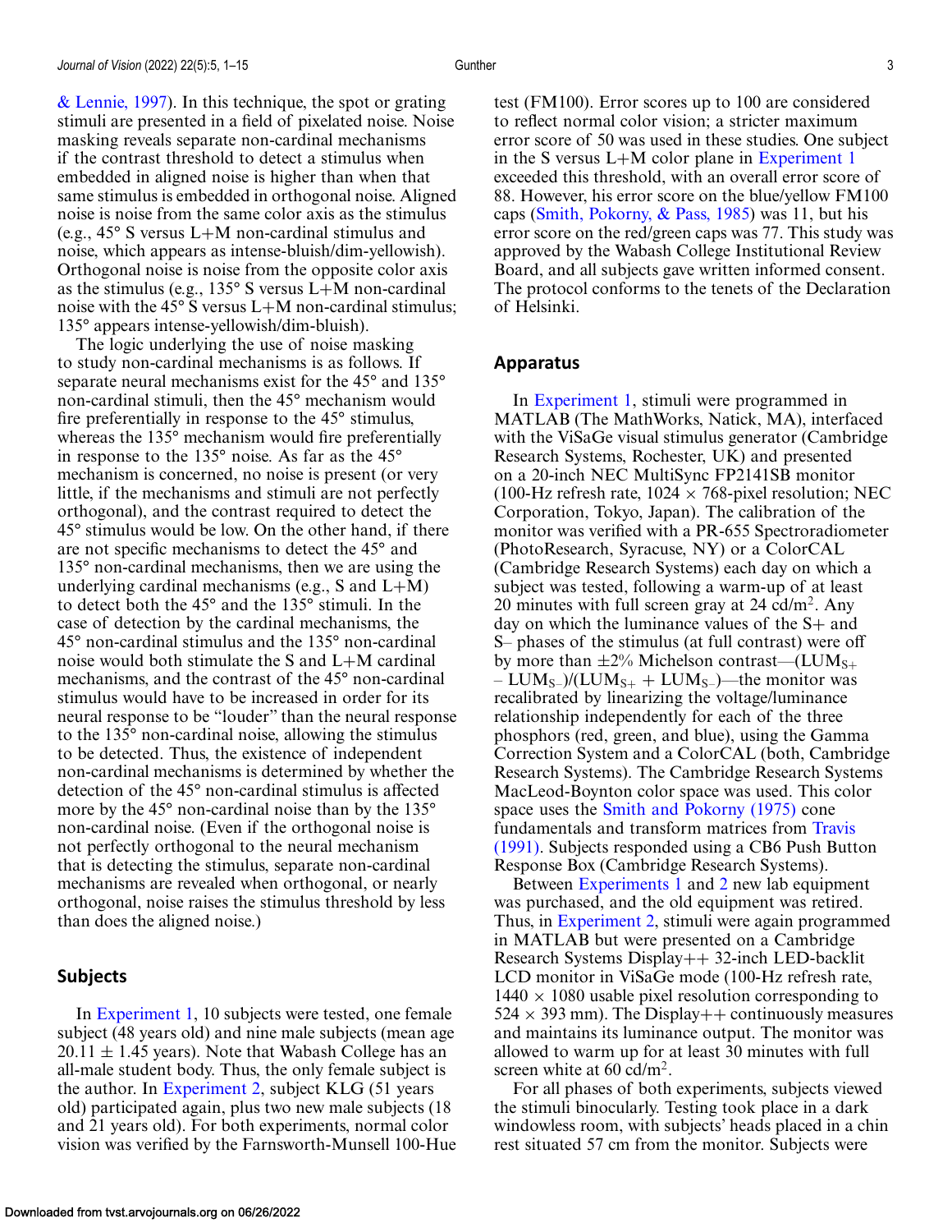& Lennie, 1997). In this technique, the spot or grating stimuli are presented in a field of pixelated noise. Noise masking reveals separate non-cardinal mechanisms if the contrast threshold to detect a stimulus when embedded in aligned noise is higher than when that same stimulus is embedded in orthogonal noise. Aligned noise is noise from the same color axis as the stimulus (e.g., 45° S versus L+M non-cardinal stimulus and noise, which appears as intense-bluish/dim-yellowish). Orthogonal noise is noise from the opposite color axis as the stimulus (e.g., 135° S versus L+M non-cardinal noise with the 45° S versus L+M non-cardinal stimulus; 135° appears intense-yellowish/dim-bluish).

The logic underlying the use of noise masking to study non-cardinal mechanisms is as follows. If separate neural mechanisms exist for the 45° and 135° non-cardinal stimuli, then the 45° mechanism would fire preferentially in response to the 45° stimulus, whereas the 135° mechanism would fire preferentially in response to the 135° noise. As far as the 45° mechanism is concerned, no noise is present (or very little, if the mechanisms and stimuli are not perfectly orthogonal), and the contrast required to detect the 45° stimulus would be low. On the other hand, if there are not specific mechanisms to detect the 45° and 135° non-cardinal mechanisms, then we are using the underlying cardinal mechanisms (e.g., S and L+M) to detect both the 45° and the 135° stimuli. In the case of detection by the cardinal mechanisms, the 45° non-cardinal stimulus and the 135° non-cardinal noise would both stimulate the S and L+M cardinal mechanisms, and the contrast of the 45° non-cardinal stimulus would have to be increased in order for its neural response to be "louder" than the neural response to the 135° non-cardinal noise, allowing the stimulus to be detected. Thus, the existence of independent non-cardinal mechanisms is determined by whether the detection of the 45° non-cardinal stimulus is affected more by the 45° non-cardinal noise than by the 135° non-cardinal noise. (Even if the orthogonal noise is not perfectly orthogonal to the neural mechanism that is detecting the stimulus, separate non-cardinal mechanisms are revealed when orthogonal, or nearly orthogonal, noise raises the stimulus threshold by less than does the aligned noise.)

## Subjects

In Experiment 1, 10 subjects were tested, one female subject (48 years old) and nine male subjects (mean age 20.11 ± 1.45 years). Note that Wabash College has an all-male student body. Thus, the only female subject is the author. In Experiment 2, subject KLG (51 years old) participated again, plus two new male subjects (18 and 21 years old). For both experiments, normal color vision was verified by the Farnsworth-Munsell 100-Hue test (FM100). Error scores up to 100 are considered to reflect normal color vision; a stricter maximum error score of 50 was used in these studies. One subject in the S versus L+M color plane in Experiment 1 exceeded this threshold, with an overall error score of 88. However, his error score on the blue/yellow FM100 caps (Smith, Pokorny, & Pass, 1985) was 11, but his error score on the red/green caps was 77. This study was approved by the Wabash College Institutional Review Board, and all subjects gave written informed consent. The protocol conforms to the tenets of the Declaration of Helsinki.

## Apparatus

In Experiment 1, stimuli were programmed in MATLAB (The MathWorks, Natick, MA), interfaced with the ViSaGe visual stimulus generator (Cambridge Research Systems, Rochester, UK) and presented on a 20-inch NEC MultiSync FP2141SB monitor (100-Hz refresh rate, 1024 × 768-pixel resolution; NEC Corporation, Tokyo, Japan). The calibration of the monitor was verified with a PR-655 Spectroradiometer (PhotoResearch, Syracuse, NY) or a ColorCAL (Cambridge Research Systems) each day on which a subject was tested, following a warm-up of at least 20 minutes with full screen gray at 24 cd/m$^2$. Any day on which the luminance values of the S+ and S– phases of the stimulus (at full contrast) were off by more than ±2% Michelson contrast—$(LUM_{S+} - LUM_{S-})/(LUM_{S+} + LUM_{S-})$—the monitor was recalibrated by linearizing the voltage/luminance relationship independently for each of the three phosphors (red, green, and blue), using the Gamma Correction System and a ColorCAL (both, Cambridge Research Systems). The Cambridge Research Systems MacLeod-Boynton color space was used. This color space uses the Smith and Pokorny (1975) cone fundamentals and transform matrices from Travis (1991). Subjects responded using a CB6 Push Button Response Box (Cambridge Research Systems).

Between Experiments 1 and 2 new lab equipment was purchased, and the old equipment was retired. Thus, in Experiment 2, stimuli were again programmed in MATLAB but were presented on a Cambridge Research Systems Display++ 32-inch LED-backlit LCD monitor in ViSaGe mode (100-Hz refresh rate, 1440 × 1080 usable pixel resolution corresponding to 524 × 393 mm). The Display++ continuously measures and maintains its luminance output. The monitor was allowed to warm up for at least 30 minutes with full screen white at 60 cd/m$^2$.

For all phases of both experiments, subjects viewed the stimuli binocularly. Testing took place in a dark windowless room, with subjects' heads placed in a chin rest situated 57 cm from the monitor. Subjects were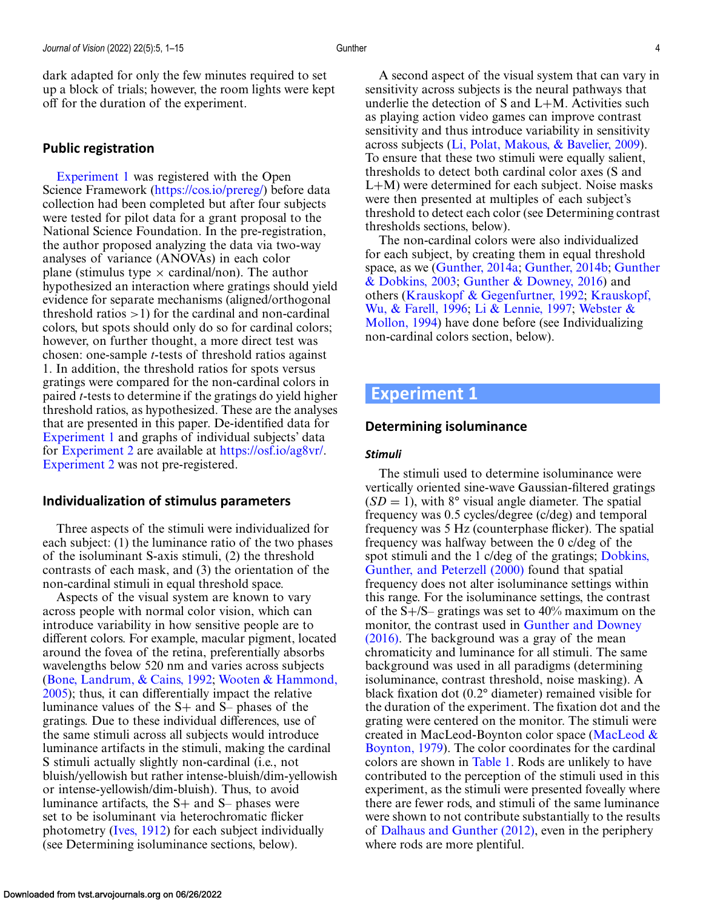dark adapted for only the few minutes required to set up a block of trials; however, the room lights were kept off for the duration of the experiment.

## Public registration

Experiment 1 was registered with the Open Science Framework (https://cos.io/prereg/) before data collection had been completed but after four subjects were tested for pilot data for a grant proposal to the National Science Foundation. In the pre-registration, the author proposed analyzing the data via two-way analyses of variance (ANOVAs) in each color plane (stimulus type × cardinal/non). The author hypothesized an interaction where gratings should yield evidence for separate mechanisms (aligned/orthogonal threshold ratios >1) for the cardinal and non-cardinal colors, but spots should only do so for cardinal colors; however, on further thought, a more direct test was chosen: one-sample *t*-tests of threshold ratios against 1. In addition, the threshold ratios for spots versus gratings were compared for the non-cardinal colors in paired *t*-tests to determine if the gratings do yield higher threshold ratios, as hypothesized. These are the analyses that are presented in this paper. De-identified data for Experiment 1 and graphs of individual subjects' data for Experiment 2 are available at https://osf.io/ag8vr/. Experiment 2 was not pre-registered.

## Individualization of stimulus parameters

Three aspects of the stimuli were individualized for each subject: (1) the luminance ratio of the two phases of the isoluminant S-axis stimuli, (2) the threshold contrasts of each mask, and (3) the orientation of the non-cardinal stimuli in equal threshold space.

Aspects of the visual system are known to vary across people with normal color vision, which can introduce variability in how sensitive people are to different colors. For example, macular pigment, located around the fovea of the retina, preferentially absorbs wavelengths below 520 nm and varies across subjects (Bone, Landrum, & Cains, 1992; Wooten & Hammond, 2005); thus, it can differentially impact the relative luminance values of the S+ and S– phases of the gratings. Due to these individual differences, use of the same stimuli across all subjects would introduce luminance artifacts in the stimuli, making the cardinal S stimuli actually slightly non-cardinal (i.e., not bluish/yellowish but rather intense-bluish/dim-yellowish or intense-yellowish/dim-bluish). Thus, to avoid luminance artifacts, the S+ and S– phases were set to be isoluminant via heterochromatic flicker photometry (Ives, 1912) for each subject individually (see Determining isoluminance sections, below).

A second aspect of the visual system that can vary in sensitivity across subjects is the neural pathways that underlie the detection of S and L+M. Activities such as playing action video games can improve contrast sensitivity and thus introduce variability in sensitivity across subjects (Li, Polat, Makous, & Bavelier, 2009). To ensure that these two stimuli were equally salient, thresholds to detect both cardinal color axes (S and L+M) were determined for each subject. Noise masks were then presented at multiples of each subject's threshold to detect each color (see Determining contrast thresholds sections, below).

The non-cardinal colors were also individualized for each subject, by creating them in equal threshold space, as we (Gunther, 2014a; Gunther, 2014b; Gunther & Dobkins, 2003; Gunther & Downey, 2016) and others (Krauskopf & Gegenfurtner, 1992; Krauskopf, Wu, & Farell, 1996; Li & Lennie, 1997; Webster & Mollon, 1994) have done before (see Individualizing non-cardinal colors section, below).

# Experiment 1

## Determining isoluminance

### Stimuli

The stimuli used to determine isoluminance were vertically oriented sine-wave Gaussian-filtered gratings (*SD* = 1), with 8° visual angle diameter. The spatial frequency was 0.5 cycles/degree (c/deg) and temporal frequency was 5 Hz (counterphase flicker). The spatial frequency was halfway between the 0 c/deg of the spot stimuli and the 1 c/deg of the gratings; Dobkins, Gunther, and Peterzell (2000) found that spatial frequency does not alter isoluminance settings within this range. For the isoluminance settings, the contrast of the S+/S– gratings was set to 40% maximum on the monitor, the contrast used in Gunther and Downey (2016). The background was a gray of the mean chromaticity and luminance for all stimuli. The same background was used in all paradigms (determining isoluminance, contrast threshold, noise masking). A black fixation dot (0.2° diameter) remained visible for the duration of the experiment. The fixation dot and the grating were centered on the monitor. The stimuli were created in MacLeod-Boynton color space (MacLeod & Boynton, 1979). The color coordinates for the cardinal colors are shown in Table 1. Rods are unlikely to have contributed to the perception of the stimuli used in this experiment, as the stimuli were presented foveally where there are fewer rods, and stimuli of the same luminance were shown to not contribute substantially to the results of Dalhaus and Gunther (2012), even in the periphery where rods are more plentiful.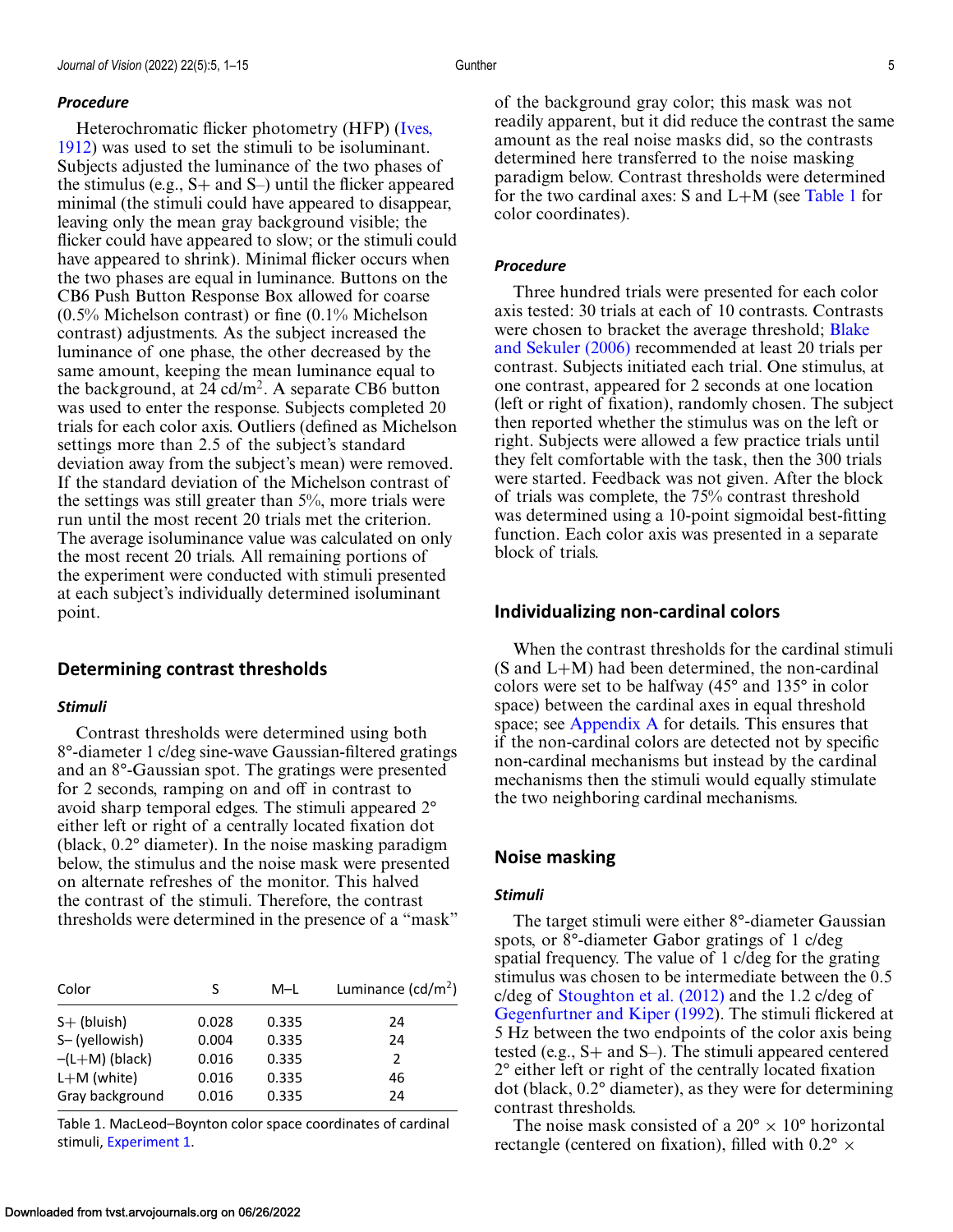### *Procedure*

Heterochromatic flicker photometry (HFP) (Ives, 1912) was used to set the stimuli to be isoluminant. Subjects adjusted the luminance of the two phases of the stimulus (e.g., S+ and S–) until the flicker appeared minimal (the stimuli could have appeared to disappear, leaving only the mean gray background visible; the flicker could have appeared to slow; or the stimuli could have appeared to shrink). Minimal flicker occurs when the two phases are equal in luminance. Buttons on the CB6 Push Button Response Box allowed for coarse (0.5% Michelson contrast) or fine (0.1% Michelson contrast) adjustments. As the subject increased the luminance of one phase, the other decreased by the same amount, keeping the mean luminance equal to the background, at 24 cd/m$^2$. A separate CB6 button was used to enter the response. Subjects completed 20 trials for each color axis. Outliers (defined as Michelson settings more than 2.5 of the subject's standard deviation away from the subject's mean) were removed. If the standard deviation of the Michelson contrast of the settings was still greater than 5%, more trials were run until the most recent 20 trials met the criterion. The average isoluminance value was calculated on only the most recent 20 trials. All remaining portions of the experiment were conducted with stimuli presented at each subject's individually determined isoluminant point.

## Determining contrast thresholds

### *Stimuli*

Contrast thresholds were determined using both 8°-diameter 1 c/deg sine-wave Gaussian-filtered gratings and an 8°-Gaussian spot. The gratings were presented for 2 seconds, ramping on and off in contrast to avoid sharp temporal edges. The stimuli appeared 2° either left or right of a centrally located fixation dot (black, 0.2° diameter). In the noise masking paradigm below, the stimulus and the noise mask were presented on alternate refreshes of the monitor. This halved the contrast of the stimuli. Therefore, the contrast thresholds were determined in the presence of a "mask" of the background gray color; this mask was not readily apparent, but it did reduce the contrast the same amount as the real noise masks did, so the contrasts determined here transferred to the noise masking paradigm below. Contrast thresholds were determined for the two cardinal axes: S and L+M (see Table 1 for color coordinates).

| Color | S | M–L | Luminance (cd/m$^2$) |
|---|---|---|---|
| S+ (bluish) | 0.028 | 0.335 | 24 |
| S– (yellowish) | 0.004 | 0.335 | 24 |
| –(L+M) (black) | 0.016 | 0.335 | 2 |
| L+M (white) | 0.016 | 0.335 | 46 |
| Gray background | 0.016 | 0.335 | 24 |

Table 1. MacLeod–Boynton color space coordinates of cardinal stimuli, Experiment 1.

### *Procedure*

Three hundred trials were presented for each color axis tested: 30 trials at each of 10 contrasts. Contrasts were chosen to bracket the average threshold; Blake and Sekuler (2006) recommended at least 20 trials per contrast. Subjects initiated each trial. One stimulus, at one contrast, appeared for 2 seconds at one location (left or right of fixation), randomly chosen. The subject then reported whether the stimulus was on the left or right. Subjects were allowed a few practice trials until they felt comfortable with the task, then the 300 trials were started. Feedback was not given. After the block of trials was complete, the 75% contrast threshold was determined using a 10-point sigmoidal best-fitting function. Each color axis was presented in a separate block of trials.

## Individualizing non-cardinal colors

When the contrast thresholds for the cardinal stimuli (S and L+M) had been determined, the non-cardinal colors were set to be halfway (45° and 135° in color space) between the cardinal axes in equal threshold space; see Appendix A for details. This ensures that if the non-cardinal colors are detected not by specific non-cardinal mechanisms but instead by the cardinal mechanisms then the stimuli would equally stimulate the two neighboring cardinal mechanisms.

## Noise masking

### *Stimuli*

The target stimuli were either 8°-diameter Gaussian spots, or 8°-diameter Gabor gratings of 1 c/deg spatial frequency. The value of 1 c/deg for the grating stimulus was chosen to be intermediate between the 0.5 c/deg of Stoughton et al. (2012) and the 1.2 c/deg of Gegenfurtner and Kiper (1992). The stimuli flickered at 5 Hz between the two endpoints of the color axis being tested (e.g., S+ and S–). The stimuli appeared centered 2° either left or right of the centrally located fixation dot (black, 0.2° diameter), as they were for determining contrast thresholds.

The noise mask consisted of a 20° × 10° horizontal rectangle (centered on fixation), filled with 0.2° ×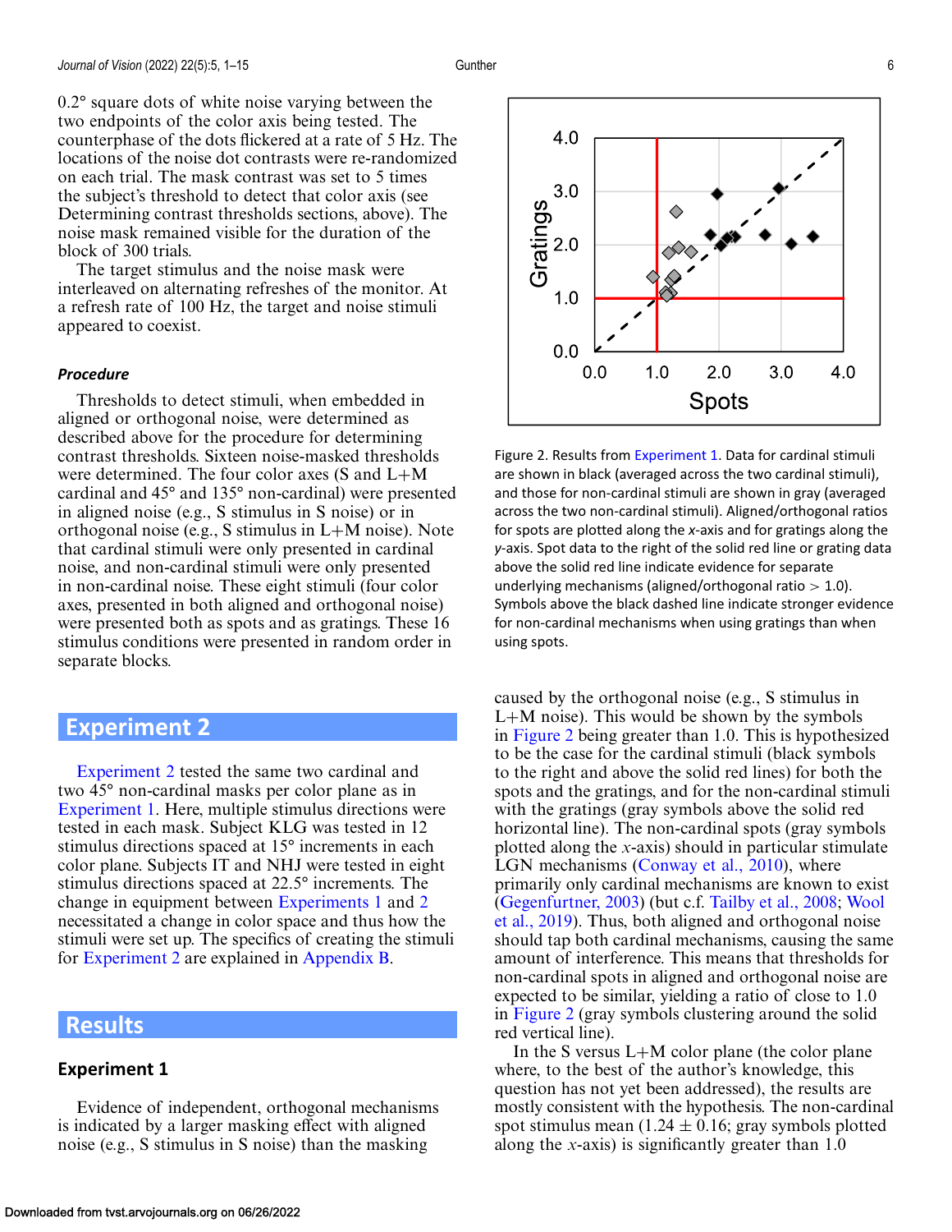0.2° square dots of white noise varying between the two endpoints of the color axis being tested. The counterphase of the dots flickered at a rate of 5 Hz. The locations of the noise dot contrasts were re-randomized on each trial. The mask contrast was set to 5 times the subject's threshold to detect that color axis (see Determining contrast thresholds sections, above). The noise mask remained visible for the duration of the block of 300 trials.

The target stimulus and the noise mask were interleaved on alternating refreshes of the monitor. At a refresh rate of 100 Hz, the target and noise stimuli appeared to coexist.

### *Procedure*

Thresholds to detect stimuli, when embedded in aligned or orthogonal noise, were determined as described above for the procedure for determining contrast thresholds. Sixteen noise-masked thresholds were determined. The four color axes (S and L+M cardinal and 45° and 135° non-cardinal) were presented in aligned noise (e.g., S stimulus in S noise) or in orthogonal noise (e.g., S stimulus in L+M noise). Note that cardinal stimuli were only presented in cardinal noise, and non-cardinal stimuli were only presented in non-cardinal noise. These eight stimuli (four color axes, presented in both aligned and orthogonal noise) were presented both as spots and as gratings. These 16 stimulus conditions were presented in random order in separate blocks.

## Experiment 2

Experiment 2 tested the same two cardinal and two 45° non-cardinal masks per color plane as in Experiment 1. Here, multiple stimulus directions were tested in each mask. Subject KLG was tested in 12 stimulus directions spaced at 15° increments in each color plane. Subjects IT and NHJ were tested in eight stimulus directions spaced at 22.5° increments. The change in equipment between Experiments 1 and 2 necessitated a change in color space and thus how the stimuli were set up. The specifics of creating the stimuli for Experiment 2 are explained in Appendix B.

## Results

### Experiment 1

Evidence of independent, orthogonal mechanisms is indicated by a larger masking effect with aligned noise (e.g., S stimulus in S noise) than the masking caused by the orthogonal noise (e.g., S stimulus in L+M noise). This would be shown by the symbols in Figure 2 being greater than 1.0. This is hypothesized to be the case for the cardinal stimuli (black symbols to the right and above the solid red lines) for both the spots and the gratings, and for the non-cardinal stimuli with the gratings (gray symbols above the solid red horizontal line). The non-cardinal spots (gray symbols plotted along the $x$-axis) should in particular stimulate LGN mechanisms (Conway et al., 2010), where primarily only cardinal mechanisms are known to exist (Gegenfurtner, 2003) (but c.f. Tailby et al., 2008; Wool et al., 2019). Thus, both aligned and orthogonal noise should tap both cardinal mechanisms, causing the same amount of interference. This means that thresholds for non-cardinal spots in aligned and orthogonal noise are expected to be similar, yielding a ratio of close to 1.0 in Figure 2 (gray symbols clustering around the solid red vertical line).

Figure 2. Results from Experiment 1. Data for cardinal stimuli are shown in black (averaged across the two cardinal stimuli), and those for non-cardinal stimuli are shown in gray (averaged across the two non-cardinal stimuli). Aligned/orthogonal ratios for spots are plotted along the $x$-axis and for gratings along the $y$-axis. Spot data to the right of the solid red line or grating data above the solid red line indicate evidence for separate underlying mechanisms (aligned/orthogonal ratio > 1.0). Symbols above the black dashed line indicate stronger evidence for non-cardinal mechanisms when using gratings than when using spots.

In the S versus L+M color plane (the color plane where, to the best of the author's knowledge, this question has not yet been addressed), the results are mostly consistent with the hypothesis. The non-cardinal spot stimulus mean (1.24 ± 0.16; gray symbols plotted along the $x$-axis) is significantly greater than 1.0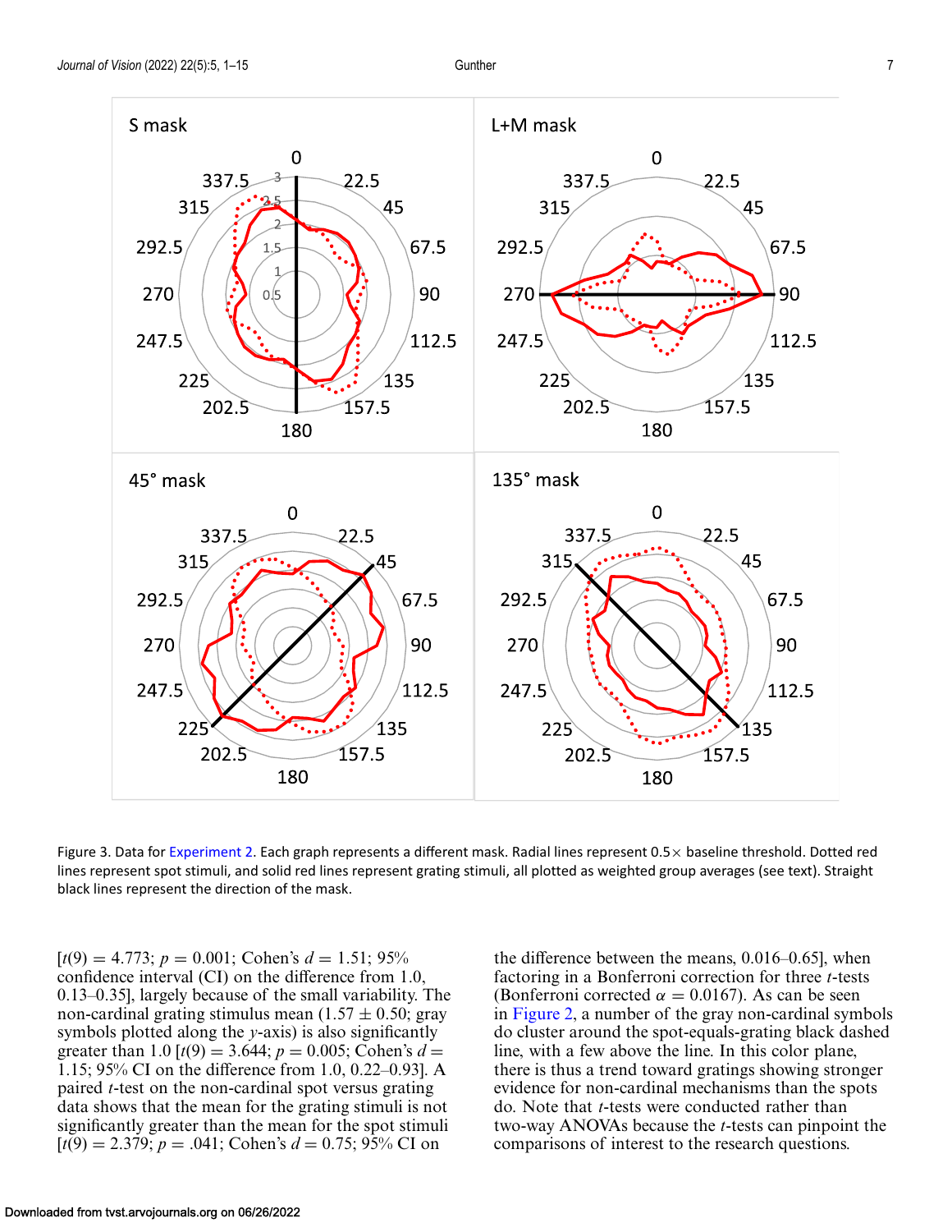Figure 3. Data for Experiment 2. Each graph represents a different mask. Radial lines represent 0.5× baseline threshold. Dotted red lines represent spot stimuli, and solid red lines represent grating stimuli, all plotted as weighted group averages (see text). Straight black lines represent the direction of the mask.

[$t(9) = 4.773$; $p = 0.001$; Cohen's $d = 1.51$; 95% confidence interval (CI) on the difference from 1.0, 0.13–0.35], largely because of the small variability. The non-cardinal grating stimulus mean ($1.57 \pm 0.50$; gray symbols plotted along the $y$-axis) is also significantly greater than 1.0 [$t(9) = 3.644$; $p = 0.005$; Cohen's $d = 1.15$; 95% CI on the difference from 1.0, 0.22–0.93]. A paired $t$-test on the non-cardinal spot versus grating data shows that the mean for the grating stimuli is not significantly greater than the mean for the spot stimuli [$t(9) = 2.379$; $p = .041$; Cohen's $d = 0.75$; 95% CI on the difference between the means, 0.016–0.65], when factoring in a Bonferroni correction for three $t$-tests (Bonferroni corrected $\alpha = 0.0167$). As can be seen in Figure 2, a number of the gray non-cardinal symbols do cluster around the spot-equals-grating black dashed line, with a few above the line. In this color plane, there is thus a trend toward gratings showing stronger evidence for non-cardinal mechanisms than the spots do. Note that $t$-tests were conducted rather than two-way ANOVAs because the $t$-tests can pinpoint the comparisons of interest to the research questions.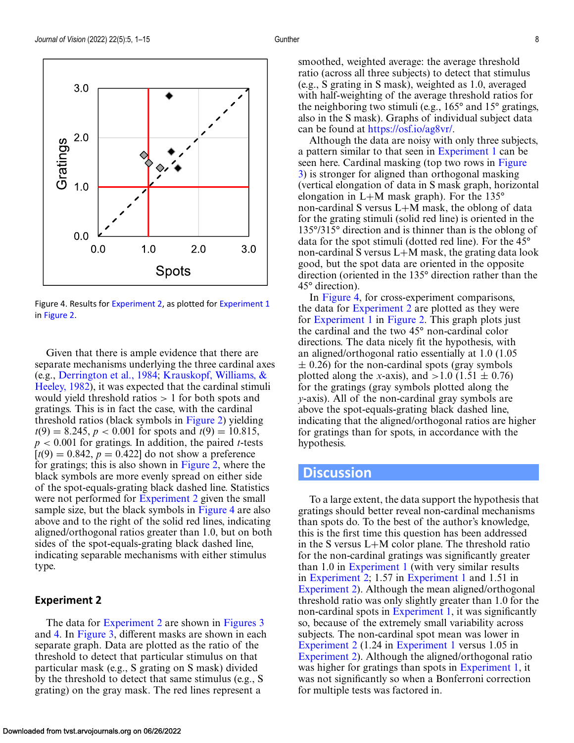Figure 4. Results for Experiment 2, as plotted for Experiment 1 in Figure 2.

Given that there is ample evidence that there are separate mechanisms underlying the three cardinal axes (e.g., Derrington et al., 1984; Krauskopf, Williams, & Heeley, 1982), it was expected that the cardinal stimuli would yield threshold ratios > 1 for both spots and gratings. This is in fact the case, with the cardinal threshold ratios (black symbols in Figure 2) yielding $t(9) = 8.245$, $p < 0.001$ for spots and $t(9) = 10.815$, $p < 0.001$ for gratings. In addition, the paired $t$-tests [$t(9) = 0.842$, $p = 0.422$] do not show a preference for gratings; this is also shown in Figure 2, where the black symbols are more evenly spread on either side of the spot-equals-grating black dashed line. Statistics were not performed for Experiment 2 given the small sample size, but the black symbols in Figure 4 are also above and to the right of the solid red lines, indicating aligned/orthogonal ratios greater than 1.0, but on both sides of the spot-equals-grating black dashed line, indicating separable mechanisms with either stimulus type.

### Experiment 2

The data for Experiment 2 are shown in Figures 3 and 4. In Figure 3, different masks are shown in each separate graph. Data are plotted as the ratio of the threshold to detect that particular stimulus on that particular mask (e.g., S grating on S mask) divided by the threshold to detect that same stimulus (e.g., S grating) on the gray mask. The red lines represent a smoothed, weighted average: the average threshold ratio (across all three subjects) to detect that stimulus (e.g., S grating in S mask), weighted as 1.0, averaged with half-weighting of the average threshold ratios for the neighboring two stimuli (e.g., 165° and 15° gratings, also in the S mask). Graphs of individual subject data can be found at https://osf.io/ag8vr/.

Although the data are noisy with only three subjects, a pattern similar to that seen in Experiment 1 can be seen here. Cardinal masking (top two rows in Figure 3) is stronger for aligned than orthogonal masking (vertical elongation of data in S mask graph, horizontal elongation in L+M mask graph). For the 135° non-cardinal S versus L+M mask, the oblong of data for the grating stimuli (solid red line) is oriented in the 135°/315° direction and is thinner than is the oblong of data for the spot stimuli (dotted red line). For the 45° non-cardinal S versus L+M mask, the grating data look good, but the spot data are oriented in the opposite direction (oriented in the 135° direction rather than the 45° direction).

In Figure 4, for cross-experiment comparisons, the data for Experiment 2 are plotted as they were for Experiment 1 in Figure 2. This graph plots just the cardinal and the two 45° non-cardinal color directions. The data nicely fit the hypothesis, with an aligned/orthogonal ratio essentially at 1.0 ($1.05 \pm 0.26$) for the non-cardinal spots (gray symbols plotted along the $x$-axis), and $>1.0$ ($1.51 \pm 0.76$) for the gratings (gray symbols plotted along the $y$-axis). All of the non-cardinal gray symbols are above the spot-equals-grating black dashed line, indicating that the aligned/orthogonal ratios are higher for gratings than for spots, in accordance with the hypothesis.

## Discussion

To a large extent, the data support the hypothesis that gratings should better reveal non-cardinal mechanisms than spots do. To the best of the author's knowledge, this is the first time this question has been addressed in the S versus L+M color plane. The threshold ratio for the non-cardinal gratings was significantly greater than 1.0 in Experiment 1 (with very similar results in Experiment 2; 1.57 in Experiment 1 and 1.51 in Experiment 2). Although the mean aligned/orthogonal threshold ratio was only slightly greater than 1.0 for the non-cardinal spots in Experiment 1, it was significantly so, because of the extremely small variability across subjects. The non-cardinal spot mean was lower in Experiment 2 (1.24 in Experiment 1 versus 1.05 in Experiment 2). Although the aligned/orthogonal ratio was higher for gratings than spots in Experiment 1, it was not significantly so when a Bonferroni correction for multiple tests was factored in.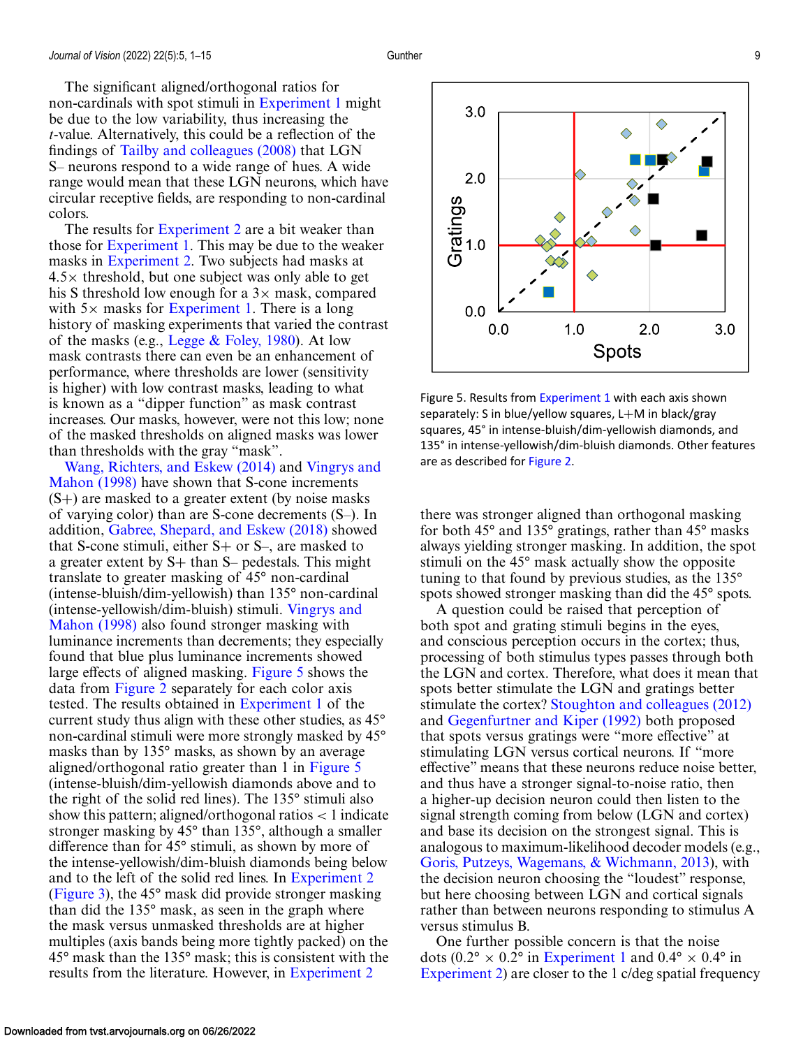The significant aligned/orthogonal ratios for non-cardinals with spot stimuli in Experiment 1 might be due to the low variability, thus increasing the *t*-value. Alternatively, this could be a reflection of the findings of Tailby and colleagues (2008) that LGN S– neurons respond to a wide range of hues. A wide range would mean that these LGN neurons, which have circular receptive fields, are responding to non-cardinal colors.

The results for Experiment 2 are a bit weaker than those for Experiment 1. This may be due to the weaker masks in Experiment 2. Two subjects had masks at 4.5× threshold, but one subject was only able to get his S threshold low enough for a 3× mask, compared with 5× masks for Experiment 1. There is a long history of masking experiments that varied the contrast of the masks (e.g., Legge & Foley, 1980). At low mask contrasts there can even be an enhancement of performance, where thresholds are lower (sensitivity is higher) with low contrast masks, leading to what is known as a "dipper function" as mask contrast increases. Our masks, however, were not this low; none of the masked thresholds on aligned masks was lower than thresholds with the gray "mask".

Wang, Richters, and Eskew (2014) and Vingrys and Mahon (1998) have shown that S-cone increments (S+) are masked to a greater extent (by noise masks of varying color) than are S-cone decrements (S–). In addition, Gabree, Shepard, and Eskew (2018) showed that S-cone stimuli, either S+ or S–, are masked to a greater extent by S+ than S– pedestals. This might translate to greater masking of 45° non-cardinal (intense-bluish/dim-yellowish) than 135° non-cardinal (intense-yellowish/dim-bluish) stimuli. Vingrys and Mahon (1998) also found stronger masking with luminance increments than decrements; they especially found that blue plus luminance increments showed large effects of aligned masking. Figure 5 shows the data from Figure 2 separately for each color axis tested. The results obtained in Experiment 1 of the current study thus align with these other studies, as 45° non-cardinal stimuli were more strongly masked by 45° masks than by 135° masks, as shown by an average aligned/orthogonal ratio greater than 1 in Figure 5 (intense-bluish/dim-yellowish diamonds above and to the right of the solid red lines). The 135° stimuli also show this pattern; aligned/orthogonal ratios < 1 indicate stronger masking by 45° than 135°, although a smaller difference than for 45° stimuli, as shown by more of the intense-yellowish/dim-bluish diamonds being below and to the left of the solid red lines. In Experiment 2 (Figure 3), the 45° mask did provide stronger masking than did the 135° mask, as seen in the graph where the mask versus unmasked thresholds are at higher multiples (axis bands being more tightly packed) on the 45° mask than the 135° mask; this is consistent with the results from the literature. However, in Experiment 2 there was stronger aligned than orthogonal masking for both 45° and 135° gratings, rather than 45° masks always yielding stronger masking. In addition, the spot stimuli on the 45° mask actually show the opposite tuning to that found by previous studies, as the 135° spots showed stronger masking than did the 45° spots.

Figure 5. Results from Experiment 1 with each axis shown separately: S in blue/yellow squares, L+M in black/gray squares, 45° in intense-bluish/dim-yellowish diamonds, and 135° in intense-yellowish/dim-bluish diamonds. Other features are as described for Figure 2.

A question could be raised that perception of both spot and grating stimuli begins in the eyes, and conscious perception occurs in the cortex; thus, processing of both stimulus types passes through both the LGN and cortex. Therefore, what does it mean that spots better stimulate the LGN and gratings better stimulate the cortex? Stoughton and colleagues (2012) and Gegenfurtner and Kiper (1992) both proposed that spots versus gratings were "more effective" at stimulating LGN versus cortical neurons. If "more effective" means that these neurons reduce noise better, and thus have a stronger signal-to-noise ratio, then a higher-up decision neuron could then listen to the signal strength coming from below (LGN and cortex) and base its decision on the strongest signal. This is analogous to maximum-likelihood decoder models (e.g., Goris, Putzeys, Wagemans, & Wichmann, 2013), with the decision neuron choosing the "loudest" response, but here choosing between LGN and cortical signals rather than between neurons responding to stimulus A versus stimulus B.

One further possible concern is that the noise dots (0.2° × 0.2° in Experiment 1 and 0.4° × 0.4° in Experiment 2) are closer to the 1 c/deg spatial frequency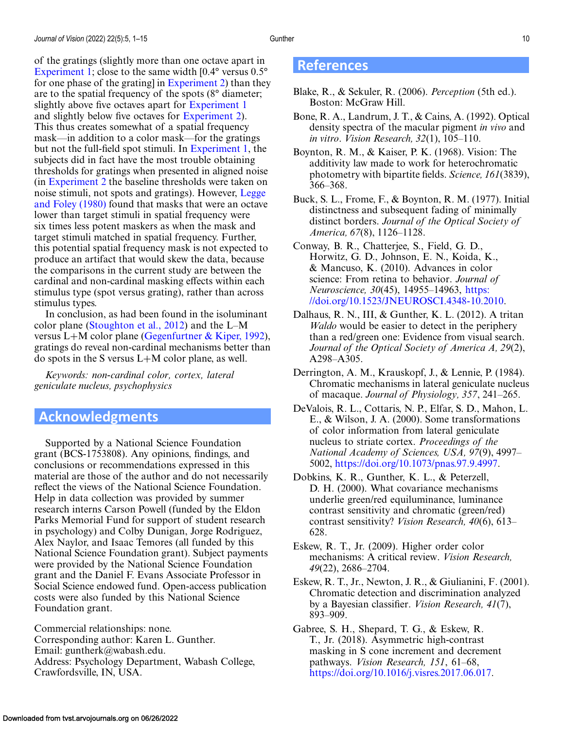of the gratings (slightly more than one octave apart in Experiment 1; close to the same width [0.4° versus 0.5° for one phase of the grating] in Experiment 2) than they are to the spatial frequency of the spots (8° diameter; slightly above five octaves apart for Experiment 1 and slightly below five octaves for Experiment 2). This thus creates somewhat of a spatial frequency mask—in addition to a color mask—for the gratings but not the full-field spot stimuli. In Experiment 1, the subjects did in fact have the most trouble obtaining thresholds for gratings when presented in aligned noise (in Experiment 2 the baseline thresholds were taken on noise stimuli, not spots and gratings). However, Legge and Foley (1980) found that masks that were an octave lower than target stimuli in spatial frequency were six times less potent maskers as when the mask and target stimuli matched in spatial frequency. Further, this potential spatial frequency mask is not expected to produce an artifact that would skew the data, because the comparisons in the current study are between the cardinal and non-cardinal masking effects within each stimulus type (spot versus grating), rather than across stimulus types.

In conclusion, as had been found in the isoluminant color plane (Stoughton et al., 2012) and the L–M versus L+M color plane (Gegenfurtner & Kiper, 1992), gratings do reveal non-cardinal mechanisms better than do spots in the S versus L+M color plane, as well.

*Keywords: non-cardinal color, cortex, lateral geniculate nucleus, psychophysics*

## Acknowledgments

Supported by a National Science Foundation grant (BCS-1753808). Any opinions, findings, and conclusions or recommendations expressed in this material are those of the author and do not necessarily reflect the views of the National Science Foundation. Help in data collection was provided by summer research interns Carson Powell (funded by the Eldon Parks Memorial Fund for support of student research in psychology) and Colby Dunigan, Jorge Rodriguez, Alex Naylor, and Isaac Temores (all funded by this National Science Foundation grant). Subject payments were provided by the National Science Foundation grant and the Daniel F. Evans Associate Professor in Social Science endowed fund. Open-access publication costs were also funded by this National Science Foundation grant.

Commercial relationships: none.
Corresponding author: Karen L. Gunther.
Email: guntherk@wabash.edu.
Address: Psychology Department, Wabash College, Crawfordsville, IN, USA.

## References

Blake, R., & Sekuler, R. (2006). *Perception* (5th ed.). Boston: McGraw Hill.

Bone, R. A., Landrum, J. T., & Cains, A. (1992). Optical density spectra of the macular pigment *in vivo* and *in vitro*. *Vision Research, 32*(1), 105–110.

Boynton, R. M., & Kaiser, P. K. (1968). Vision: The additivity law made to work for heterochromatic photometry with bipartite fields. *Science, 161*(3839), 366–368.

Buck, S. L., Frome, F., & Boynton, R. M. (1977). Initial distinctness and subsequent fading of minimally distinct borders. *Journal of the Optical Society of America, 67*(8), 1126–1128.

Conway, B. R., Chatterjee, S., Field, G. D., Horwitz, G. D., Johnson, E. N., Koida, K., & Mancuso, K. (2010). Advances in color science: From retina to behavior. *Journal of Neuroscience, 30*(45), 14955–14963, https://doi.org/10.1523/JNEUROSCI.4348-10.2010.

Dalhaus, R. N., III, & Gunther, K. L. (2012). A tritan *Waldo* would be easier to detect in the periphery than a red/green one: Evidence from visual search. *Journal of the Optical Society of America A, 29*(2), A298–A305.

Derrington, A. M., Krauskopf, J., & Lennie, P. (1984). Chromatic mechanisms in lateral geniculate nucleus of macaque. *Journal of Physiology, 357*, 241–265.

DeValois, R. L., Cottaris, N. P., Elfar, S. D., Mahon, L. E., & Wilson, J. A. (2000). Some transformations of color information from lateral geniculate nucleus to striate cortex. *Proceedings of the National Academy of Sciences, USA, 97*(9), 4997–5002, https://doi.org/10.1073/pnas.97.9.4997.

Dobkins, K. R., Gunther, K. L., & Peterzell, D. H. (2000). What covariance mechanisms underlie green/red equiluminance, luminance contrast sensitivity and chromatic (green/red) contrast sensitivity? *Vision Research, 40*(6), 613–628.

Eskew, R. T., Jr. (2009). Higher order color mechanisms: A critical review. *Vision Research, 49*(22), 2686–2704.

Eskew, R. T., Jr., Newton, J. R., & Giulianini, F. (2001). Chromatic detection and discrimination analyzed by a Bayesian classifier. *Vision Research, 41*(7), 893–909.

Gabree, S. H., Shepard, T. G., & Eskew, R. T., Jr. (2018). Asymmetric high-contrast masking in S cone increment and decrement pathways. *Vision Research, 151*, 61–68, https://doi.org/10.1016/j.visres.2017.06.017.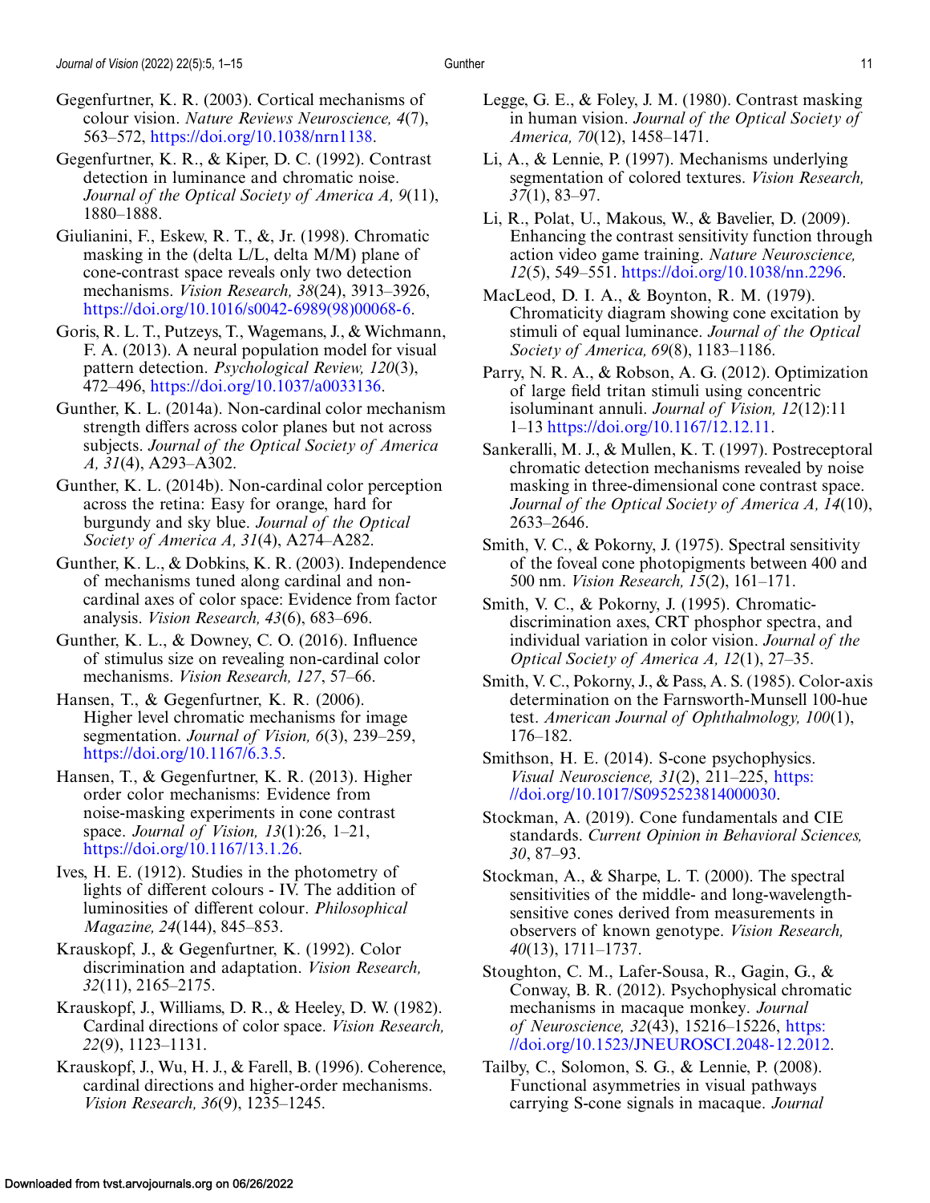Gegenfurtner, K. R. (2003). Cortical mechanisms of colour vision. *Nature Reviews Neuroscience, 4*(7), 563–572, https://doi.org/10.1038/nrn1138.

Gegenfurtner, K. R., & Kiper, D. C. (1992). Contrast detection in luminance and chromatic noise. *Journal of the Optical Society of America A, 9*(11), 1880–1888.

Giulianini, F., Eskew, R. T., &, Jr. (1998). Chromatic masking in the (delta L/L, delta M/M) plane of cone-contrast space reveals only two detection mechanisms. *Vision Research, 38*(24), 3913–3926, https://doi.org/10.1016/s0042-6989(98)00068-6.

Goris, R. L. T., Putzeys, T., Wagemans, J., & Wichmann, F. A. (2013). A neural population model for visual pattern detection. *Psychological Review, 120*(3), 472–496, https://doi.org/10.1037/a0033136.

Gunther, K. L. (2014a). Non-cardinal color mechanism strength differs across color planes but not across subjects. *Journal of the Optical Society of America A, 31*(4), A293–A302.

Gunther, K. L. (2014b). Non-cardinal color perception across the retina: Easy for orange, hard for burgundy and sky blue. *Journal of the Optical Society of America A, 31*(4), A274–A282.

Gunther, K. L., & Dobkins, K. R. (2003). Independence of mechanisms tuned along cardinal and non-cardinal axes of color space: Evidence from factor analysis. *Vision Research, 43*(6), 683–696.

Gunther, K. L., & Downey, C. O. (2016). Influence of stimulus size on revealing non-cardinal color mechanisms. *Vision Research, 127*, 57–66.

Hansen, T., & Gegenfurtner, K. R. (2006). Higher level chromatic mechanisms for image segmentation. *Journal of Vision, 6*(3), 239–259, https://doi.org/10.1167/6.3.5.

Hansen, T., & Gegenfurtner, K. R. (2013). Higher order color mechanisms: Evidence from noise-masking experiments in cone contrast space. *Journal of Vision, 13*(1):26, 1–21, https://doi.org/10.1167/13.1.26.

Ives, H. E. (1912). Studies in the photometry of lights of different colours - IV. The addition of luminosities of different colour. *Philosophical Magazine, 24*(144), 845–853.

Krauskopf, J., & Gegenfurtner, K. (1992). Color discrimination and adaptation. *Vision Research, 32*(11), 2165–2175.

Krauskopf, J., Williams, D. R., & Heeley, D. W. (1982). Cardinal directions of color space. *Vision Research, 22*(9), 1123–1131.

Krauskopf, J., Wu, H. J., & Farell, B. (1996). Coherence, cardinal directions and higher-order mechanisms. *Vision Research, 36*(9), 1235–1245.

Legge, G. E., & Foley, J. M. (1980). Contrast masking in human vision. *Journal of the Optical Society of America, 70*(12), 1458–1471.

Li, A., & Lennie, P. (1997). Mechanisms underlying segmentation of colored textures. *Vision Research, 37*(1), 83–97.

Li, R., Polat, U., Makous, W., & Bavelier, D. (2009). Enhancing the contrast sensitivity function through action video game training. *Nature Neuroscience, 12*(5), 549–551. https://doi.org/10.1038/nn.2296.

MacLeod, D. I. A., & Boynton, R. M. (1979). Chromaticity diagram showing cone excitation by stimuli of equal luminance. *Journal of the Optical Society of America, 69*(8), 1183–1186.

Parry, N. R. A., & Robson, A. G. (2012). Optimization of large field tritan stimuli using concentric isoluminant annuli. *Journal of Vision, 12*(12):11 1–13 https://doi.org/10.1167/12.12.11.

Sankeralli, M. J., & Mullen, K. T. (1997). Postreceptoral chromatic detection mechanisms revealed by noise masking in three-dimensional cone contrast space. *Journal of the Optical Society of America A, 14*(10), 2633–2646.

Smith, V. C., & Pokorny, J. (1975). Spectral sensitivity of the foveal cone photopigments between 400 and 500 nm. *Vision Research, 15*(2), 161–171.

Smith, V. C., & Pokorny, J. (1995). Chromatic-discrimination axes, CRT phosphor spectra, and individual variation in color vision. *Journal of the Optical Society of America A, 12*(1), 27–35.

Smith, V. C., Pokorny, J., & Pass, A. S. (1985). Color-axis determination on the Farnsworth-Munsell 100-hue test. *American Journal of Ophthalmology, 100*(1), 176–182.

Smithson, H. E. (2014). S-cone psychophysics. *Visual Neuroscience, 31*(2), 211–225, https://doi.org/10.1017/S0952523814000030.

Stockman, A. (2019). Cone fundamentals and CIE standards. *Current Opinion in Behavioral Sciences, 30*, 87–93.

Stockman, A., & Sharpe, L. T. (2000). The spectral sensitivities of the middle- and long-wavelength-sensitive cones derived from measurements in observers of known genotype. *Vision Research, 40*(13), 1711–1737.

Stoughton, C. M., Lafer-Sousa, R., Gagin, G., & Conway, B. R. (2012). Psychophysical chromatic mechanisms in macaque monkey. *Journal of Neuroscience, 32*(43), 15216–15226, https://doi.org/10.1523/JNEUROSCI.2048-12.2012.

Tailby, C., Solomon, S. G., & Lennie, P. (2008). Functional asymmetries in visual pathways carrying S-cone signals in macaque. *Journal*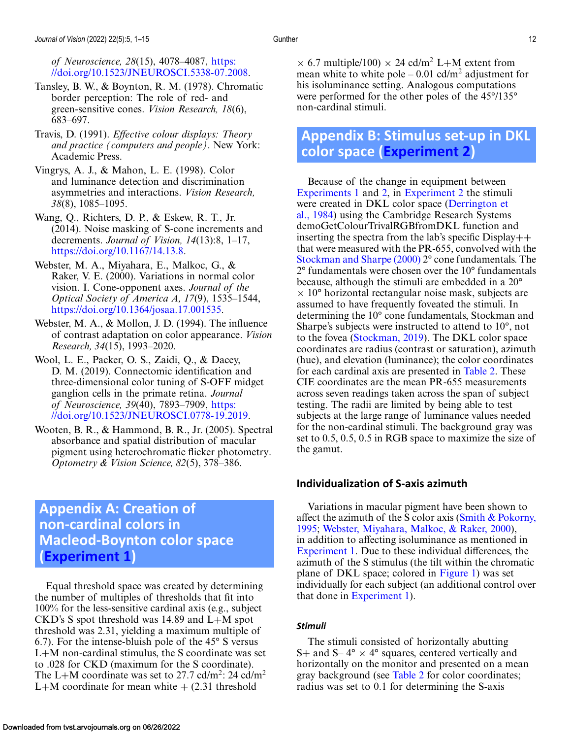*of Neuroscience, 28*(15), 4078–4087, https://doi.org/10.1523/JNEUROSCI.5338-07.2008.

Tansley, B. W., & Boynton, R. M. (1978). Chromatic border perception: The role of red- and green-sensitive cones. *Vision Research, 18*(6), 683–697.

Travis, D. (1991). *Effective colour displays: Theory and practice (computers and people)*. New York: Academic Press.

Vingrys, A. J., & Mahon, L. E. (1998). Color and luminance detection and discrimination asymmetries and interactions. *Vision Research, 38*(8), 1085–1095.

Wang, Q., Richters, D. P., & Eskew, R. T., Jr. (2014). Noise masking of S-cone increments and decrements. *Journal of Vision, 14*(13):8, 1–17, https://doi.org/10.1167/14.13.8.

Webster, M. A., Miyahara, E., Malkoc, G., & Raker, V. E. (2000). Variations in normal color vision. I. Cone-opponent axes. *Journal of the Optical Society of America A, 17*(9), 1535–1544, https://doi.org/10.1364/josaa.17.001535.

Webster, M. A., & Mollon, J. D. (1994). The influence of contrast adaptation on color appearance. *Vision Research, 34*(15), 1993–2020.

Wool, L. E., Packer, O. S., Zaidi, Q., & Dacey, D. M. (2019). Connectomic identification and three-dimensional color tuning of S-OFF midget ganglion cells in the primate retina. *Journal of Neuroscience, 39*(40), 7893–7909, https://doi.org/10.1523/JNEUROSCI.0778-19.2019.

Wooten, B. R., & Hammond, B. R., Jr. (2005). Spectral absorbance and spatial distribution of macular pigment using heterochromatic flicker photometry. *Optometry & Vision Science, 82*(5), 378–386.

## Appendix A: Creation of non-cardinal colors in Macleod-Boynton color space (Experiment 1)

Equal threshold space was created by determining the number of multiples of thresholds that fit into 100% for the less-sensitive cardinal axis (e.g., subject CKD's S spot threshold was 14.89 and L+M spot threshold was 2.31, yielding a maximum multiple of 6.7). For the intense-bluish pole of the 45° S versus L+M non-cardinal stimulus, the S coordinate was set to .028 for CKD (maximum for the S coordinate). The L+M coordinate was set to 27.7 cd/m$^2$: 24 cd/m$^2$ L+M coordinate for mean white + (2.31 threshold $\times$ 6.7 multiple/100) $\times$ 24 cd/m$^2$ L+M extent from mean white to white pole – 0.01 cd/m$^2$ adjustment for his isoluminance setting. Analogous computations were performed for the other poles of the 45°/135° non-cardinal stimuli.

## Appendix B: Stimulus set-up in DKL color space (Experiment 2)

Because of the change in equipment between Experiments 1 and 2, in Experiment 2 the stimuli were created in DKL color space (Derrington et al., 1984) using the Cambridge Research Systems demoGetColourTrivalRGBfromDKL function and inserting the spectra from the lab's specific Display++ that were measured with the PR-655, convolved with the Stockman and Sharpe (2000) 2° cone fundamentals. The 2° fundamentals were chosen over the 10° fundamentals because, although the stimuli are embedded in a 20° $\times$ 10° horizontal rectangular noise mask, subjects are assumed to have frequently foveated the stimuli. In determining the 10° cone fundamentals, Stockman and Sharpe's subjects were instructed to attend to 10°, not to the fovea (Stockman, 2019). The DKL color space coordinates are radius (contrast or saturation), azimuth (hue), and elevation (luminance); the color coordinates for each cardinal axis are presented in Table 2. These CIE coordinates are the mean PR-655 measurements across seven readings taken across the span of subject testing. The radii are limited by being able to test subjects at the large range of luminance values needed for the non-cardinal stimuli. The background gray was set to 0.5, 0.5, 0.5 in RGB space to maximize the size of the gamut.

### Individualization of S-axis azimuth

Variations in macular pigment have been shown to affect the azimuth of the S color axis (Smith & Pokorny, 1995; Webster, Miyahara, Malkoc, & Raker, 2000), in addition to affecting isoluminance as mentioned in Experiment 1. Due to these individual differences, the azimuth of the S stimulus (the tilt within the chromatic plane of DKL space; colored in Figure 1) was set individually for each subject (an additional control over that done in Experiment 1).

#### *Stimuli*

The stimuli consisted of horizontally abutting S+ and S– 4° $\times$ 4° squares, centered vertically and horizontally on the monitor and presented on a mean gray background (see Table 2 for color coordinates; radius was set to 0.1 for determining the S-axis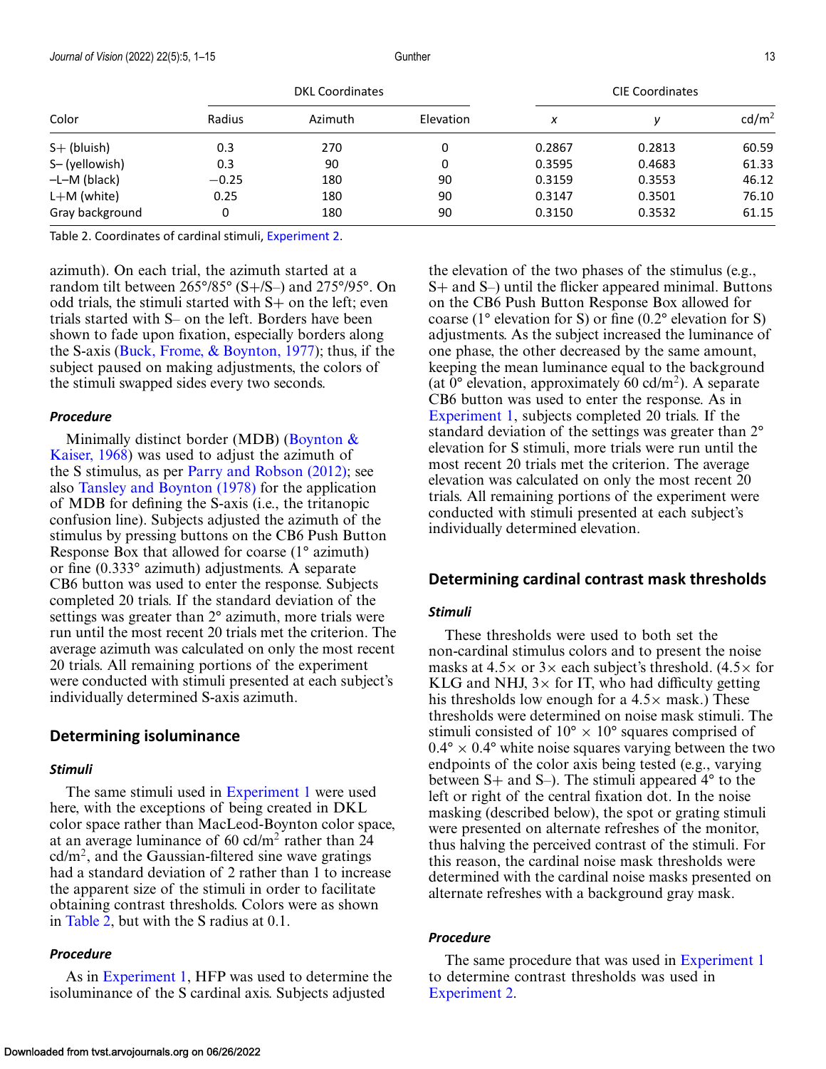| Color | DKL Coordinates | | | CIE Coordinates | | |
|---|---|---|---|---|---|---|
| | Radius | Azimuth | Elevation | *x* | *y* | cd/m$^2$ |
| S+ (bluish) | 0.3 | 270 | 0 | 0.2867 | 0.2813 | 60.59 |
| S– (yellowish) | 0.3 | 90 | 0 | 0.3595 | 0.4683 | 61.33 |
| –L–M (black) | −0.25 | 180 | 90 | 0.3159 | 0.3553 | 46.12 |
| L+M (white) | 0.25 | 180 | 90 | 0.3147 | 0.3501 | 76.10 |
| Gray background | 0 | 180 | 90 | 0.3150 | 0.3532 | 61.15 |

Table 2. Coordinates of cardinal stimuli, Experiment 2.

azimuth). On each trial, the azimuth started at a random tilt between 265°/85° (S+/S–) and 275°/95°. On odd trials, the stimuli started with S+ on the left; even trials started with S– on the left. Borders have been shown to fade upon fixation, especially borders along the S-axis (Buck, Frome, & Boynton, 1977); thus, if the subject paused on making adjustments, the colors of the stimuli swapped sides every two seconds.

#### *Procedure*

Minimally distinct border (MDB) (Boynton & Kaiser, 1968) was used to adjust the azimuth of the S stimulus, as per Parry and Robson (2012); see also Tansley and Boynton (1978) for the application of MDB for defining the S-axis (i.e., the tritanopic confusion line). Subjects adjusted the azimuth of the stimulus by pressing buttons on the CB6 Push Button Response Box that allowed for coarse (1° azimuth) or fine (0.333° azimuth) adjustments. A separate CB6 button was used to enter the response. Subjects completed 20 trials. If the standard deviation of the settings was greater than 2° azimuth, more trials were run until the most recent 20 trials met the criterion. The average azimuth was calculated on only the most recent 20 trials. All remaining portions of the experiment were conducted with stimuli presented at each subject's individually determined S-axis azimuth.

## Determining isoluminance

#### *Stimuli*

The same stimuli used in Experiment 1 were used here, with the exceptions of being created in DKL color space rather than MacLeod-Boynton color space, at an average luminance of 60 cd/m$^2$ rather than 24 cd/m$^2$, and the Gaussian-filtered sine wave gratings had a standard deviation of 2 rather than 1 to increase the apparent size of the stimuli in order to facilitate obtaining contrast thresholds. Colors were as shown in Table 2, but with the S radius at 0.1.

#### *Procedure*

As in Experiment 1, HFP was used to determine the isoluminance of the S cardinal axis. Subjects adjusted the elevation of the two phases of the stimulus (e.g., S+ and S–) until the flicker appeared minimal. Buttons on the CB6 Push Button Response Box allowed for coarse (1° elevation for S) or fine (0.2° elevation for S) adjustments. As the subject increased the luminance of one phase, the other decreased by the same amount, keeping the mean luminance equal to the background (at 0° elevation, approximately 60 cd/m$^2$). A separate CB6 button was used to enter the response. As in Experiment 1, subjects completed 20 trials. If the standard deviation of the settings was greater than 2° elevation for S stimuli, more trials were run until the most recent 20 trials met the criterion. The average elevation was calculated on only the most recent 20 trials. All remaining portions of the experiment were conducted with stimuli presented at each subject's individually determined elevation.

## Determining cardinal contrast mask thresholds

#### *Stimuli*

These thresholds were used to both set the non-cardinal stimulus colors and to present the noise masks at 4.5× or 3× each subject's threshold. (4.5× for KLG and NHJ, 3× for IT, who had difficulty getting his thresholds low enough for a 4.5× mask.) These thresholds were determined on noise mask stimuli. The stimuli consisted of 10° × 10° squares comprised of 0.4° × 0.4° white noise squares varying between the two endpoints of the color axis being tested (e.g., varying between S+ and S–). The stimuli appeared 4° to the left or right of the central fixation dot. In the noise masking (described below), the spot or grating stimuli were presented on alternate refreshes of the monitor, thus halving the perceived contrast of the stimuli. For this reason, the cardinal noise mask thresholds were determined with the cardinal noise masks presented on alternate refreshes with a background gray mask.

#### *Procedure*

The same procedure that was used in Experiment 1 to determine contrast thresholds was used in Experiment 2.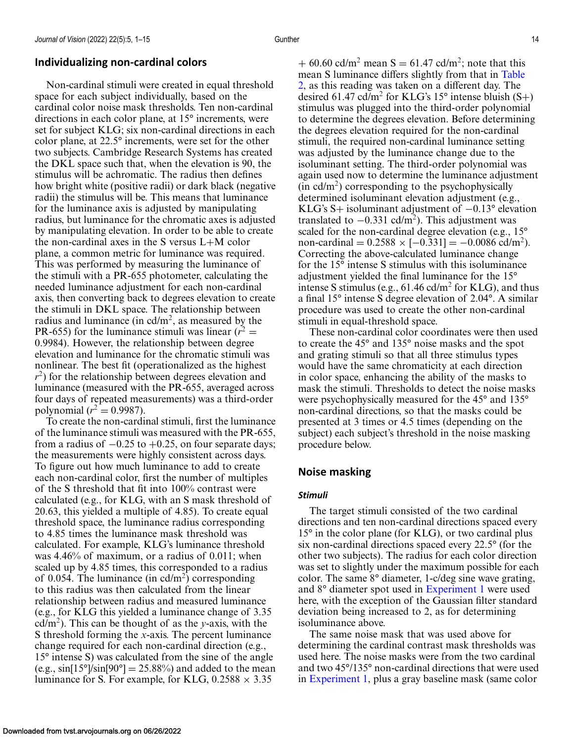## Individualizing non-cardinal colors

Non-cardinal stimuli were created in equal threshold space for each subject individually, based on the cardinal color noise mask thresholds. Ten non-cardinal directions in each color plane, at 15° increments, were set for subject KLG; six non-cardinal directions in each color plane, at 22.5° increments, were set for the other two subjects. Cambridge Research Systems has created the DKL space such that, when the elevation is 90, the stimulus will be achromatic. The radius then defines how bright white (positive radii) or dark black (negative radii) the stimulus will be. This means that luminance for the luminance axis is adjusted by manipulating radius, but luminance for the chromatic axes is adjusted by manipulating elevation. In order to be able to create the non-cardinal axes in the S versus L+M color plane, a common metric for luminance was required. This was performed by measuring the luminance of the stimuli with a PR-655 photometer, calculating the needed luminance adjustment for each non-cardinal axis, then converting back to degrees elevation to create the stimuli in DKL space. The relationship between radius and luminance (in cd/m$^2$, as measured by the PR-655) for the luminance stimuli was linear ($r^2$ = 0.9984). However, the relationship between degree elevation and luminance for the chromatic stimuli was nonlinear. The best fit (operationalized as the highest $r^2$) for the relationship between degrees elevation and luminance (measured with the PR-655, averaged across four days of repeated measurements) was a third-order polynomial ($r^2$ = 0.9987).

To create the non-cardinal stimuli, first the luminance of the luminance stimuli was measured with the PR-655, from a radius of −0.25 to +0.25, on four separate days; the measurements were highly consistent across days. To figure out how much luminance to add to create each non-cardinal color, first the number of multiples of the S threshold that fit into 100% contrast were calculated (e.g., for KLG, with an S mask threshold of 20.63, this yielded a multiple of 4.85). To create equal threshold space, the luminance radius corresponding to 4.85 times the luminance mask threshold was calculated. For example, KLG's luminance threshold was 4.46% of maximum, or a radius of 0.011; when scaled up by 4.85 times, this corresponded to a radius of 0.054. The luminance (in cd/m$^2$) corresponding to this radius was then calculated from the linear relationship between radius and measured luminance (e.g., for KLG this yielded a luminance change of 3.35 cd/m$^2$). This can be thought of as the $y$-axis, with the S threshold forming the $x$-axis. The percent luminance change required for each non-cardinal direction (e.g., 15° intense S) was calculated from the sine of the angle (e.g., sin[15°]/sin[90°] = 25.88%) and added to the mean luminance for S. For example, for KLG, 0.2588 × 3.35 + 60.60 cd/m$^2$ mean S = 61.47 cd/m$^2$; note that this mean S luminance differs slightly from that in Table 2, as this reading was taken on a different day. The desired 61.47 cd/m$^2$ for KLG's 15° intense bluish (S+) stimulus was plugged into the third-order polynomial to determine the degrees elevation. Before determining the degrees elevation required for the non-cardinal stimuli, the required non-cardinal luminance setting was adjusted by the luminance change due to the isoluminant setting. The third-order polynomial was again used now to determine the luminance adjustment (in cd/m$^2$) corresponding to the psychophysically determined isoluminant elevation adjustment (e.g., KLG's S+ isoluminant adjustment of −0.13° elevation translated to −0.331 cd/m$^2$). This adjustment was scaled for the non-cardinal degree elevation (e.g., 15° non-cardinal = 0.2588 × [−0.331] = −0.0086 cd/m$^2$). Correcting the above-calculated luminance change for the 15° intense S stimulus with this isoluminance adjustment yielded the final luminance for the 15° intense S stimulus (e.g., 61.46 cd/m$^2$ for KLG), and thus a final 15° intense S degree elevation of 2.04°. A similar procedure was used to create the other non-cardinal stimuli in equal-threshold space.

These non-cardinal color coordinates were then used to create the 45° and 135° noise masks and the spot and grating stimuli so that all three stimulus types would have the same chromaticity at each direction in color space, enhancing the ability of the masks to mask the stimuli. Thresholds to detect the noise masks were psychophysically measured for the 45° and 135° non-cardinal directions, so that the masks could be presented at 3 times or 4.5 times (depending on the subject) each subject's threshold in the noise masking procedure below.

## Noise masking

### *Stimuli*

The target stimuli consisted of the two cardinal directions and ten non-cardinal directions spaced every 15° in the color plane (for KLG), or two cardinal plus six non-cardinal directions spaced every 22.5° (for the other two subjects). The radius for each color direction was set to slightly under the maximum possible for each color. The same 8° diameter, 1-c/deg sine wave grating, and 8° diameter spot used in Experiment 1 were used here, with the exception of the Gaussian filter standard deviation being increased to 2, as for determining isoluminance above.

The same noise mask that was used above for determining the cardinal contrast mask thresholds was used here. The noise masks were from the two cardinal and two 45°/135° non-cardinal directions that were used in Experiment 1, plus a gray baseline mask (same color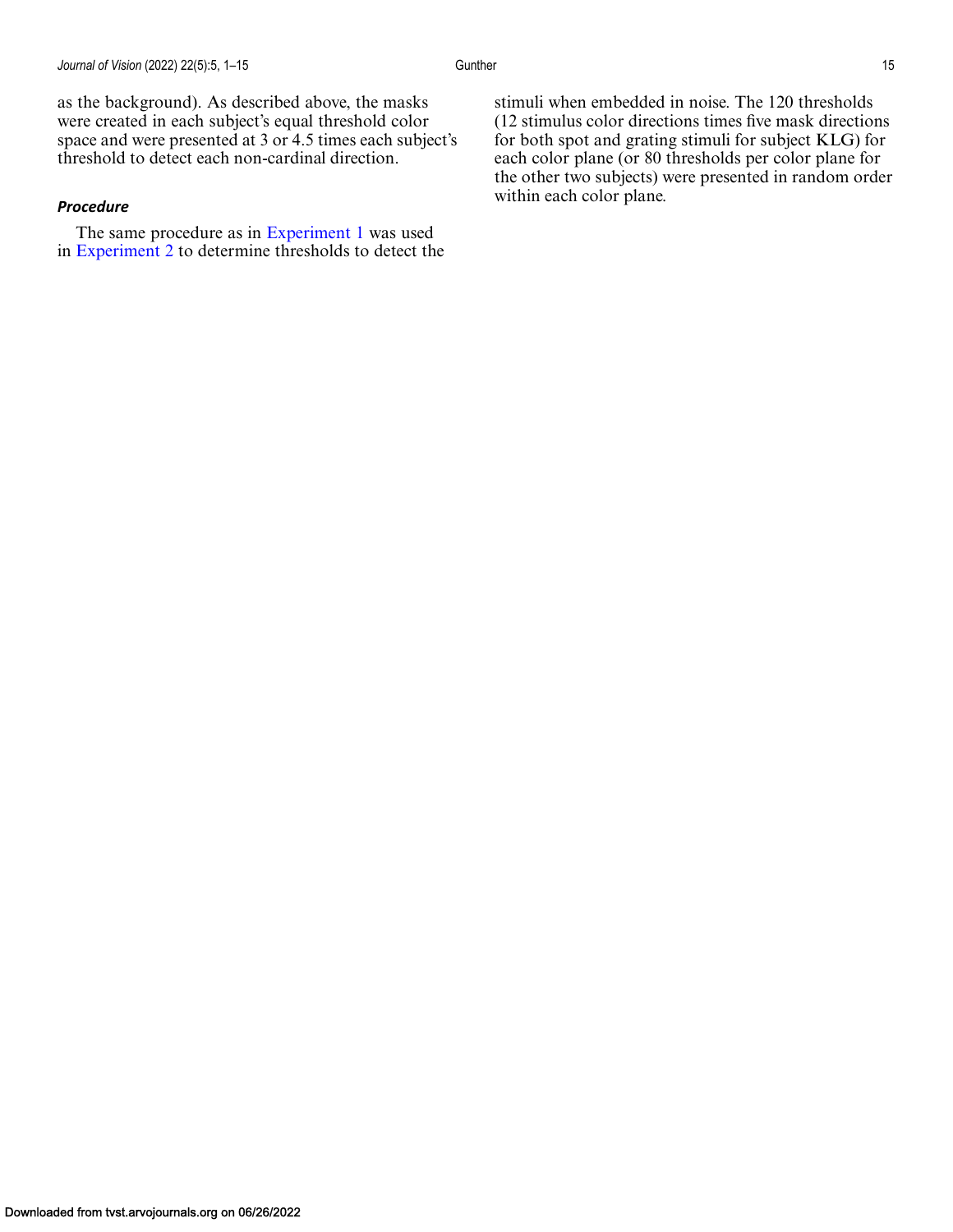as the background). As described above, the masks were created in each subject's equal threshold color space and were presented at 3 or 4.5 times each subject's threshold to detect each non-cardinal direction.

### *Procedure*

The same procedure as in Experiment 1 was used in Experiment 2 to determine thresholds to detect the stimuli when embedded in noise. The 120 thresholds (12 stimulus color directions times five mask directions for both spot and grating stimuli for subject KLG) for each color plane (or 80 thresholds per color plane for the other two subjects) were presented in random order within each color plane.